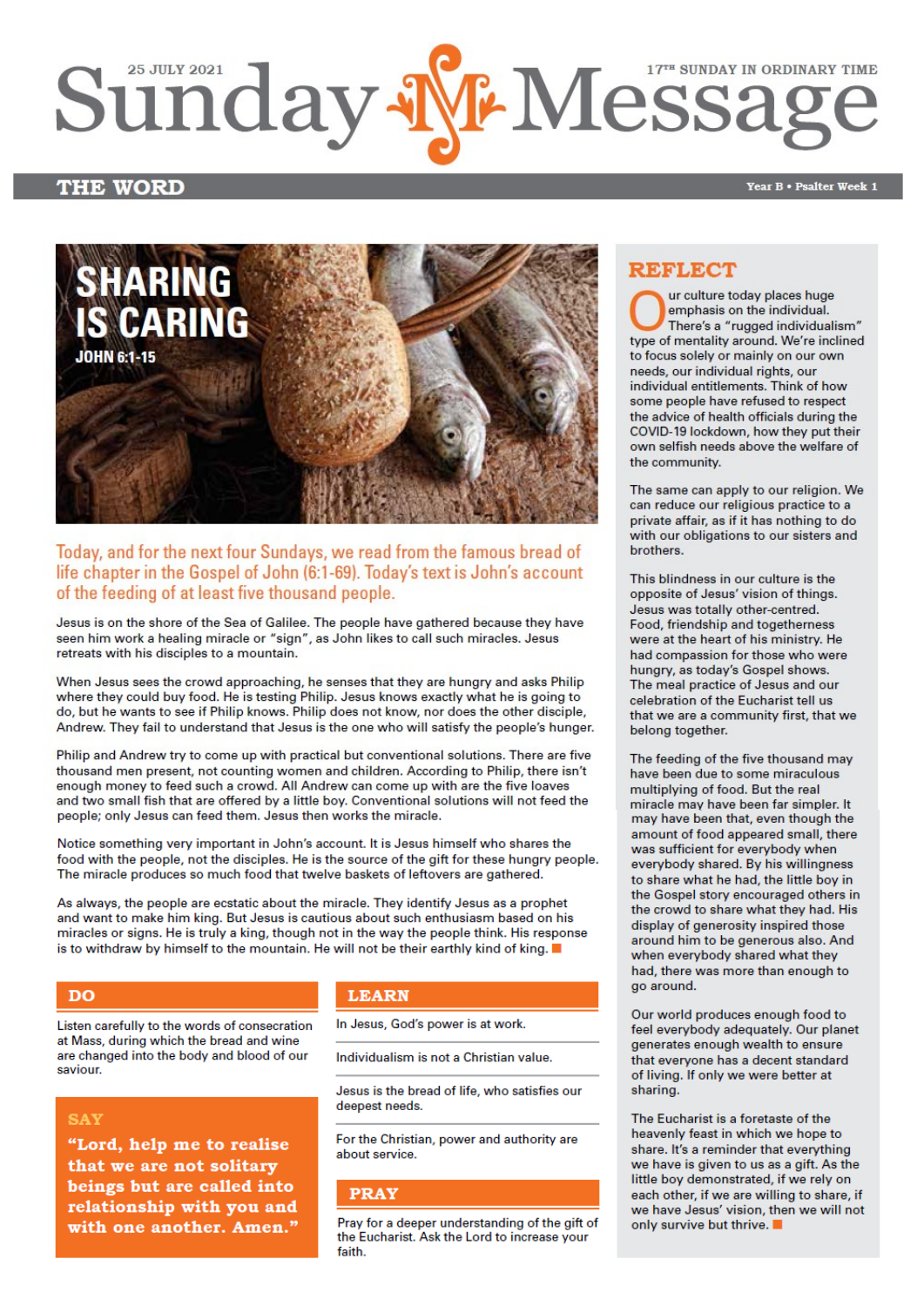25 JULY 2021

# Sunday Message

17TH SUNDAY IN ORDINARY TIME

## THE WORD

Year B • Psalter Week 1

# SHARING IS CARING

JOHN 6:1-15

**Today, and for the next four Sundays, we read from the famous bread of life chapter in the Gospel of John (6:1-69). Today's text is John's account of the feeding of at least five thousand people.**

Jesus is on the shore of the Sea of Galilee. The people have gathered because they have seen him work a healing miracle or "sign", as John likes to call such miracles. Jesus retreats with his disciples to a mountain.

When Jesus sees the crowd approaching, he senses that they are hungry and asks Philip where they could buy food. He is testing Philip. Jesus knows exactly what he is going to do, but he wants to see if Philip knows. Philip does not know, nor does the other disciple, Andrew. They fail to understand that Jesus is the one who will satisfy the people's hunger.

Philip and Andrew try to come up with practical but conventional solutions. There are five thousand men present, not counting women and children. According to Philip, there isn't enough money to feed such a crowd. All Andrew can come up with are the five loaves and two small fish that are offered by a little boy. Conventional solutions will not feed the people; only Jesus can feed them. Jesus then works the miracle.

Notice something very important in John's account. It is Jesus himself who shares the food with the people, not the disciples. He is the source of the gift for these hungry people. The miracle produces so much food that twelve baskets of leftovers are gathered.

As always, the people are ecstatic about the miracle. They identify Jesus as a prophet and want to make him king. But Jesus is cautious about such enthusiasm based on his miracles or signs. He is truly a king, though not in the way the people think. His response is to withdraw by himself to the mountain. He will not be their earthly kind of king. ■

## DO

Listen carefully to the words of consecration at Mass, during which the bread and wine are changed into the body and blood of our saviour.

## SAY

**"Lord, help me to realise that we are not solitary beings but are called into relationship with you and with one another. Amen."**

## LEARN

In Jesus, God's power is at work.

Individualism is not a Christian value.

Jesus is the bread of life, who satisfies our deepest needs.

For the Christian, power and authority are about service.

## PRAY

Pray for a deeper understanding of the gift of the Eucharist. Ask the Lord to increase your faith.

## REFLECT

Our culture today places huge emphasis on the individual. There's a "rugged individualism" type of mentality around. We're inclined to focus solely or mainly on our own needs, our individual rights, our individual entitlements. Think of how some people have refused to respect the advice of health officials during the COVID-19 lockdown, how they put their own selfish needs above the welfare of the community.

The same can apply to our religion. We can reduce our religious practice to a private affair, as if it has nothing to do with our obligations to our sisters and brothers.

This blindness in our culture is the opposite of Jesus' vision of things. Jesus was totally other-centred. Food, friendship and togetherness were at the heart of his ministry. He had compassion for those who were hungry, as today's Gospel shows. The meal practice of Jesus and our celebration of the Eucharist tell us that we are a community first, that we belong together.

The feeding of the five thousand may have been due to some miraculous multiplying of food. But the real miracle may have been far simpler. It may have been that, even though the amount of food appeared small, there was sufficient for everybody when everybody shared. By his willingness to share what he had, the little boy in the Gospel story encouraged others in the crowd to share what they had. His display of generosity inspired those around him to be generous also. And when everybody shared what they had, there was more than enough to go around.

Our world produces enough food to feed everybody adequately. Our planet generates enough wealth to ensure that everyone has a decent standard of living. If only we were better at sharing.

The Eucharist is a foretaste of the heavenly feast in which we hope to share. It's a reminder that everything we have is given to us as a gift. As the little boy demonstrated, if we rely on each other, if we are willing to share, if we have Jesus' vision, then we will not only survive but thrive. ■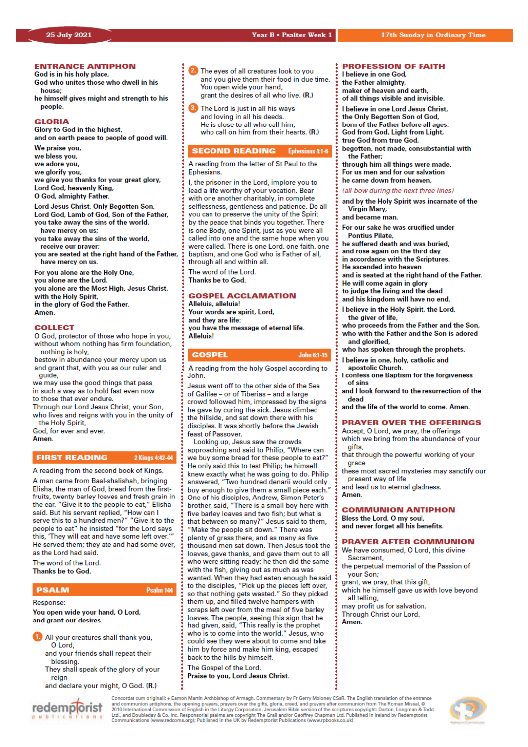## ENTRANCE ANTIPHON

**God is in his holy place,**
**God who unites those who dwell in his house;**
**he himself gives might and strength to his people.**

## GLORIA

**Glory to God in the highest,**
**and on earth peace to people of good will.**

**We praise you,**
**we bless you,**
**we adore you,**
**we glorify you,**
**we give you thanks for your great glory,**
**Lord God, heavenly King,**
**O God, almighty Father.**

**Lord Jesus Christ, Only Begotten Son,**
**Lord God, Lamb of God, Son of the Father,**
**you take away the sins of the world,**
**have mercy on us;**
**you take away the sins of the world,**
**receive our prayer;**
**you are seated at the right hand of the Father,**
**have mercy on us.**

**For you alone are the Holy One,**
**you alone are the Lord,**
**you alone are the Most High, Jesus Christ,**
**with the Holy Spirit,**
**in the glory of God the Father.**
**Amen.**

## COLLECT

O God, protector of those who hope in you,
without whom nothing has firm foundation,
nothing is holy,
bestow in abundance your mercy upon us
and grant that, with you as our ruler and guide,
we may use the good things that pass
in such a way as to hold fast even now
to those that ever endure.
Through our Lord Jesus Christ, your Son,
who lives and reigns with you in the unity of the Holy Spirit,
God, for ever and ever.
**Amen.**

## FIRST READING — 2 Kings 4:42-44

A reading from the second book of Kings.

A man came from Baal-shalishah, bringing Elisha, the man of God, bread from the first-fruits, twenty barley loaves and fresh grain in the ear. "Give it to the people to eat," Elisha said. But his servant replied, "How can I serve this to a hundred men?" "Give it to the people to eat" he insisted "for the Lord says this, 'They will eat and have some left over.'" He served them; they ate and had some over, as the Lord had said.

The word of the Lord.
**Thanks be to God.**

## PSALM — Psalm 144

Response:
**You open wide your hand, O Lord, and grant our desires.**

1. All your creatures shall thank you, O Lord,
and your friends shall repeat their blessing.
They shall speak of the glory of your reign
and declare your might, O God. **(R.)**

2. The eyes of all creatures look to you
and you give them their food in due time.
You open wide your hand,
grant the desires of all who live. **(R.)**

3. The Lord is just in all his ways
and loving in all his deeds.
He is close to all who call him,
who call on him from their hearts. **(R.)**

## SECOND READING — Ephesians 4:1-6

A reading from the letter of St Paul to the Ephesians.

I, the prisoner in the Lord, implore you to lead a life worthy of your vocation. Bear with one another charitably, in complete selflessness, gentleness and patience. Do all you can to preserve the unity of the Spirit by the peace that binds you together. There is one Body, one Spirit, just as you were all called into one and the same hope when you were called. There is one Lord, one faith, one baptism, and one God who is Father of all, through all and within all.

The word of the Lord.
**Thanks be to God.**

## GOSPEL ACCLAMATION

**Alleluia, alleluia!**
**Your words are spirit, Lord,**
**and they are life:**
**you have the message of eternal life.**
**Alleluia!**

## GOSPEL — John 6:1-15

A reading from the holy Gospel according to John.

Jesus went off to the other side of the Sea of Galilee – or of Tiberias – and a large crowd followed him, impressed by the signs he gave by curing the sick. Jesus climbed the hillside, and sat down there with his disciples. It was shortly before the Jewish feast of Passover.

Looking up, Jesus saw the crowds approaching and said to Philip, "Where can we buy some bread for these people to eat?" He only said this to test Philip; he himself knew exactly what he was going to do. Philip answered, "Two hundred denarii would only buy enough to give them a small piece each." One of his disciples, Andrew, Simon Peter's brother, said, "There is a small boy here with five barley loaves and two fish; but what is that between so many?" Jesus said to them, "Make the people sit down." There was plenty of grass there, and as many as five thousand men sat down. Then Jesus took the loaves, gave thanks, and gave them out to all who were sitting ready; he then did the same with the fish, giving out as much as was wanted. When they had eaten enough he said to the disciples, "Pick up the pieces left over, so that nothing gets wasted." So they picked them up, and filled twelve hampers with scraps left over from the meal of five barley loaves. The people, seeing this sign that he had given, said, "This really is the prophet who is to come into the world." Jesus, who could see they were about to come and take him by force and make him king, escaped back to the hills by himself.

The Gospel of the Lord.
**Praise to you, Lord Jesus Christ.**

## PROFESSION OF FAITH

**I believe in one God,**
**the Father almighty,**
**maker of heaven and earth,**
**of all things visible and invisible.**

**I believe in one Lord Jesus Christ,**
**the Only Begotten Son of God,**
**born of the Father before all ages.**
**God from God, Light from Light,**
**true God from true God,**
**begotten, not made, consubstantial with the Father;**
**through him all things were made.**
**For us men and for our salvation**
**he came down from heaven,**

*(all bow during the next three lines)*

**and by the Holy Spirit was incarnate of the Virgin Mary,**
**and became man.**

**For our sake he was crucified under Pontius Pilate,**
**he suffered death and was buried,**
**and rose again on the third day**
**in accordance with the Scriptures.**
**He ascended into heaven**
**and is seated at the right hand of the Father.**
**He will come again in glory**
**to judge the living and the dead**
**and his kingdom will have no end.**

**I believe in the Holy Spirit, the Lord,**
**the giver of life,**
**who proceeds from the Father and the Son,**
**who with the Father and the Son is adored and glorified,**
**who has spoken through the prophets.**

**I believe in one, holy, catholic and apostolic Church.**
**I confess one Baptism for the forgiveness of sins**
**and I look forward to the resurrection of the dead**
**and the life of the world to come. Amen.**

## PRAYER OVER THE OFFERINGS

Accept, O Lord, we pray, the offerings
which we bring from the abundance of your gifts,
that through the powerful working of your grace
these most sacred mysteries may sanctify our present way of life
and lead us to eternal gladness.
**Amen.**

## COMMUNION ANTIPHON

**Bless the Lord, O my soul,**
**and never forget all his benefits.**

## PRAYER AFTER COMMUNION

We have consumed, O Lord, this divine Sacrament,
the perpetual memorial of the Passion of your Son;
grant, we pray, that this gift,
which he himself gave us with love beyond all telling,
may profit us for salvation.
Through Christ our Lord.
**Amen.**

Concordat cum originali: + Eamon Martin Archbishop of Armagh. Commentary by Fr Gerry Moloney CSsR. The English translation of the entrance and communion antiphons, the opening prayers, prayers over the gifts, gloria, creed, and prayers after communion from The Roman Missal, © 2010 International Commission of English in the Liturgy Corporation. Jerusalem Bible version of the scriptures copyright: Darton, Longman & Todd Ltd., and Doubleday & Co. Inc. Responsorial psalms are copyright The Grail and/or Geoffrey Chapman Ltd. Published in Ireland by Redemptorist Communications (www.redcoms.org); Published in the UK by Redemptorist Publications (www.rpbooks.co.uk)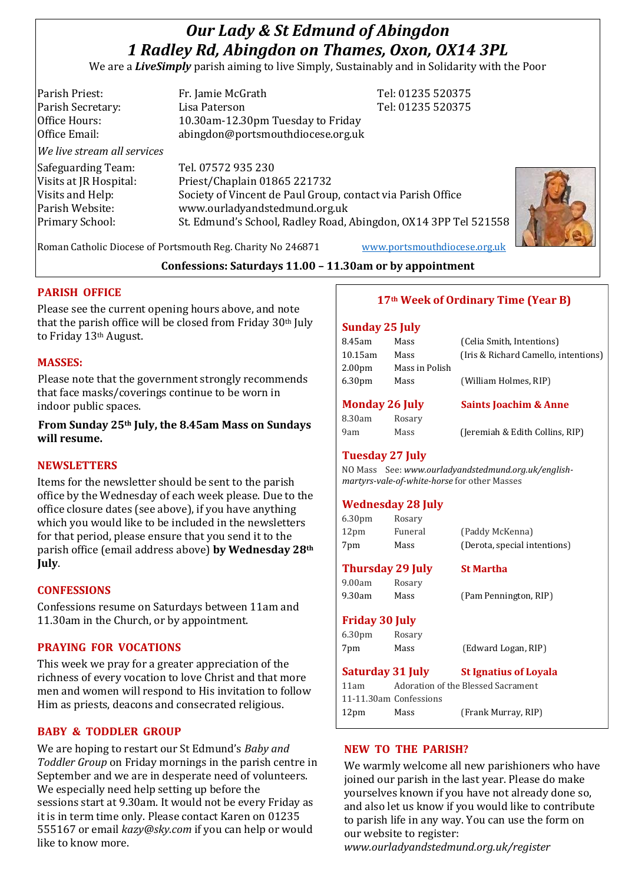# *Our Lady & St Edmund of Abingdon*
# *1 Radley Rd, Abingdon on Thames, Oxon, OX14 3PL*

We are a ***LiveSimply*** parish aiming to live Simply, Sustainably and in Solidarity with the Poor

| | | |
|---|---|---|
| Parish Priest: | Fr. Jamie McGrath | Tel: 01235 520375 |
| Parish Secretary: | Lisa Paterson | Tel: 01235 520375 |
| Office Hours: | 10.30am-12.30pm Tuesday to Friday | |
| Office Email: | abingdon@portsmouthdiocese.org.uk | |

*We live stream all services*

| | |
|---|---|
| Safeguarding Team: | Tel. 07572 935 230 |
| Visits at JR Hospital: | Priest/Chaplain 01865 221732 |
| Visits and Help: | Society of Vincent de Paul Group, contact via Parish Office |
| Parish Website: | www.ourladyandstedmund.org.uk |
| Primary School: | St. Edmund's School, Radley Road, Abingdon, OX14 3PP Tel 521558 |

Roman Catholic Diocese of Portsmouth Reg. Charity No 246871 www.portsmouthdiocese.org.uk

**Confessions: Saturdays 11.00 – 11.30am or by appointment**

## PARISH OFFICE

Please see the current opening hours above, and note that the parish office will be closed from Friday 30th July to Friday 13th August.

## MASSES:

Please note that the government strongly recommends that face masks/coverings continue to be worn in indoor public spaces.

**From Sunday 25th July, the 8.45am Mass on Sundays will resume.**

## NEWSLETTERS

Items for the newsletter should be sent to the parish office by the Wednesday of each week please. Due to the office closure dates (see above), if you have anything which you would like to be included in the newsletters for that period, please ensure that you send it to the parish office (email address above) **by Wednesday 28th July**.

## CONFESSIONS

Confessions resume on Saturdays between 11am and 11.30am in the Church, or by appointment.

## PRAYING FOR VOCATIONS

This week we pray for a greater appreciation of the richness of every vocation to love Christ and that more men and women will respond to His invitation to follow Him as priests, deacons and consecrated religious.

## BABY & TODDLER GROUP

We are hoping to restart our St Edmund's *Baby and Toddler Group* on Friday mornings in the parish centre in September and we are in desperate need of volunteers. We especially need help setting up before the sessions start at 9.30am. It would not be every Friday as it is in term time only. Please contact Karen on 01235 555167 or email *kazy@sky.com* if you can help or would like to know more.

## 17th Week of Ordinary Time (Year B)

### Sunday 25 July

| | | |
|---|---|---|
| 8.45am | Mass | (Celia Smith, Intentions) |
| 10.15am | Mass | (Iris & Richard Camello, intentions) |
| 2.00pm | Mass in Polish | |
| 6.30pm | Mass | (William Holmes, RIP) |

### Monday 26 July — Saints Joachim & Anne

| | | |
|---|---|---|
| 8.30am | Rosary | |
| 9am | Mass | (Jeremiah & Edith Collins, RIP) |

### Tuesday 27 July

NO Mass See: *www.ourladyandstedmund.org.uk/english-martyrs-vale-of-white-horse* for other Masses

### Wednesday 28 July

| | | |
|---|---|---|
| 6.30pm | Rosary | |
| 12pm | Funeral | (Paddy McKenna) |
| 7pm | Mass | (Derota, special intentions) |

### Thursday 29 July — St Martha

| | | |
|---|---|---|
| 9.00am | Rosary | |
| 9.30am | Mass | (Pam Pennington, RIP) |

### Friday 30 July

| | | |
|---|---|---|
| 6.30pm | Rosary | |
| 7pm | Mass | (Edward Logan, RIP) |

### Saturday 31 July — St Ignatius of Loyala

| | | |
|---|---|---|
| 11am | Adoration of the Blessed Sacrament | |
| 11-11.30am | Confessions | |
| 12pm | Mass | (Frank Murray, RIP) |

## NEW TO THE PARISH?

We warmly welcome all new parishioners who have joined our parish in the last year. Please do make yourselves known if you have not already done so, and also let us know if you would like to contribute to parish life in any way. You can use the form on our website to register: *www.ourladyandstedmund.org.uk/register*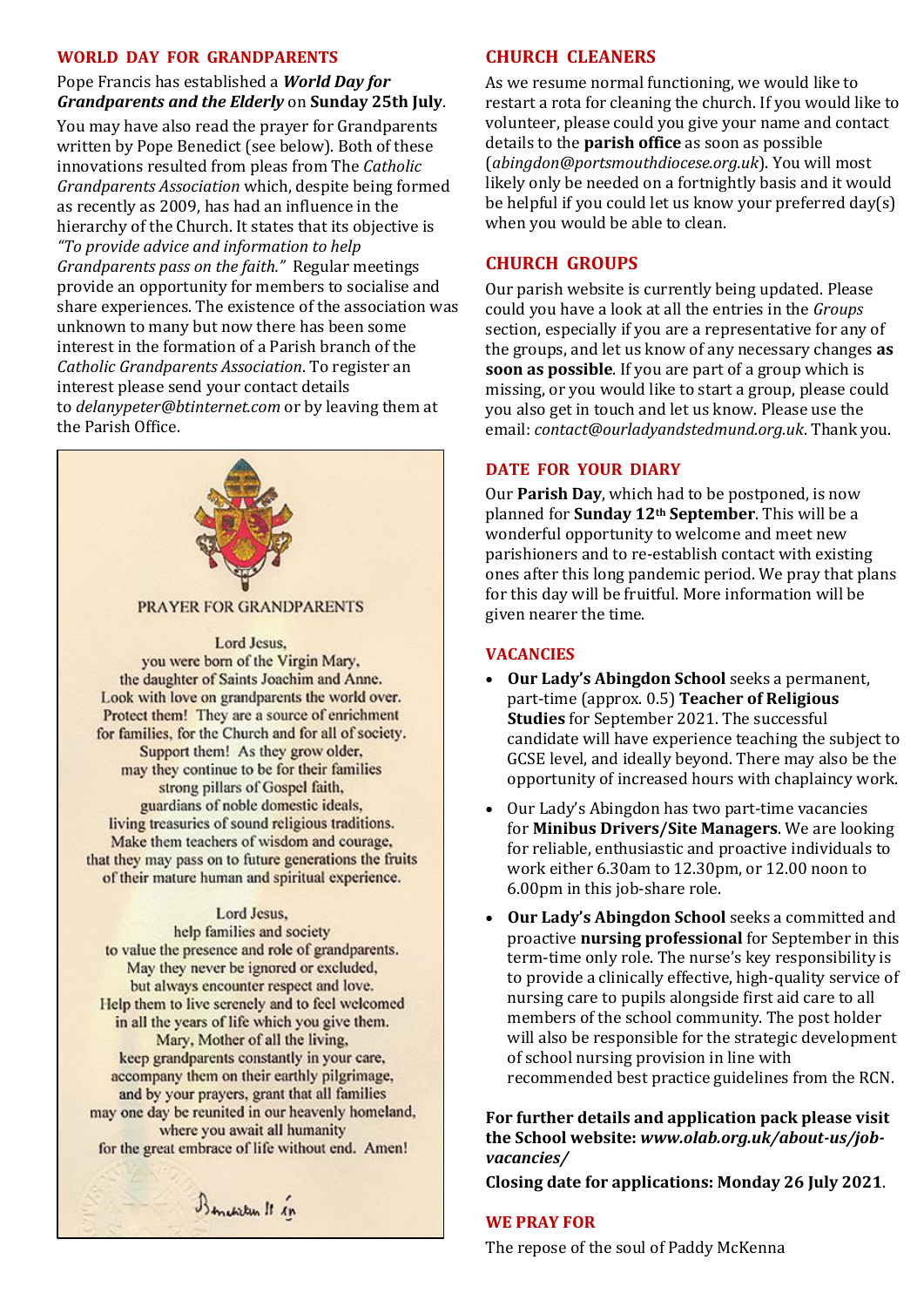## WORLD DAY FOR GRANDPARENTS

Pope Francis has established a ***World Day for Grandparents and the Elderly*** on **Sunday 25th July**.

You may have also read the prayer for Grandparents written by Pope Benedict (see below). Both of these innovations resulted from pleas from The *Catholic Grandparents Association* which, despite being formed as recently as 2009, has had an influence in the hierarchy of the Church. It states that its objective is *"To provide advice and information to help Grandparents pass on the faith."* Regular meetings provide an opportunity for members to socialise and share experiences. The existence of the association was unknown to many but now there has been some interest in the formation of a Parish branch of the *Catholic Grandparents Association*. To register an interest please send your contact details to *delanypeter@btinternet.com* or by leaving them at the Parish Office.

PRAYER FOR GRANDPARENTS

Lord Jesus,
you were born of the Virgin Mary,
the daughter of Saints Joachim and Anne.
Look with love on grandparents the world over.
Protect them! They are a source of enrichment
for families, for the Church and for all of society.
Support them! As they grow older,
may they continue to be for their families
strong pillars of Gospel faith,
guardians of noble domestic ideals,
living treasuries of sound religious traditions.
Make them teachers of wisdom and courage,
that they may pass on to future generations the fruits
of their mature human and spiritual experience.

Lord Jesus,
help families and society
to value the presence and role of grandparents.
May they never be ignored or excluded,
but always encounter respect and love.
Help them to live serenely and to feel welcomed
in all the years of life which you give them.
Mary, Mother of all the living,
keep grandparents constantly in your care,
accompany them on their earthly pilgrimage,
and by your prayers, grant that all families
may one day be reunited in our heavenly homeland,
where you await all humanity
for the great embrace of life without end. Amen!

Benedictus PP XVI

## CHURCH CLEANERS

As we resume normal functioning, we would like to restart a rota for cleaning the church. If you would like to volunteer, please could you give your name and contact details to the **parish office** as soon as possible (*abingdon@portsmouthdiocese.org.uk*). You will most likely only be needed on a fortnightly basis and it would be helpful if you could let us know your preferred day(s) when you would be able to clean.

## CHURCH GROUPS

Our parish website is currently being updated. Please could you have a look at all the entries in the *Groups* section, especially if you are a representative for any of the groups, and let us know of any necessary changes **as soon as possible**. If you are part of a group which is missing, or you would like to start a group, please could you also get in touch and let us know. Please use the email: *contact@ourladyandstedmund.org.uk*. Thank you.

## DATE FOR YOUR DIARY

Our **Parish Day**, which had to be postponed, is now planned for **Sunday 12th September**. This will be a wonderful opportunity to welcome and meet new parishioners and to re-establish contact with existing ones after this long pandemic period. We pray that plans for this day will be fruitful. More information will be given nearer the time.

## VACANCIES

- **Our Lady's Abingdon School** seeks a permanent, part-time (approx. 0.5) **Teacher of Religious Studies** for September 2021. The successful candidate will have experience teaching the subject to GCSE level, and ideally beyond. There may also be the opportunity of increased hours with chaplaincy work.
- Our Lady's Abingdon has two part-time vacancies for **Minibus Drivers/Site Managers**. We are looking for reliable, enthusiastic and proactive individuals to work either 6.30am to 12.30pm, or 12.00 noon to 6.00pm in this job-share role.
- **Our Lady's Abingdon School** seeks a committed and proactive **nursing professional** for September in this term-time only role. The nurse's key responsibility is to provide a clinically effective, high-quality service of nursing care to pupils alongside first aid care to all members of the school community. The post holder will also be responsible for the strategic development of school nursing provision in line with recommended best practice guidelines from the RCN.

**For further details and application pack please visit the School website: *www.olab.org.uk/about-us/job-vacancies/***

**Closing date for applications: Monday 26 July 2021**.

## WE PRAY FOR

The repose of the soul of Paddy McKenna